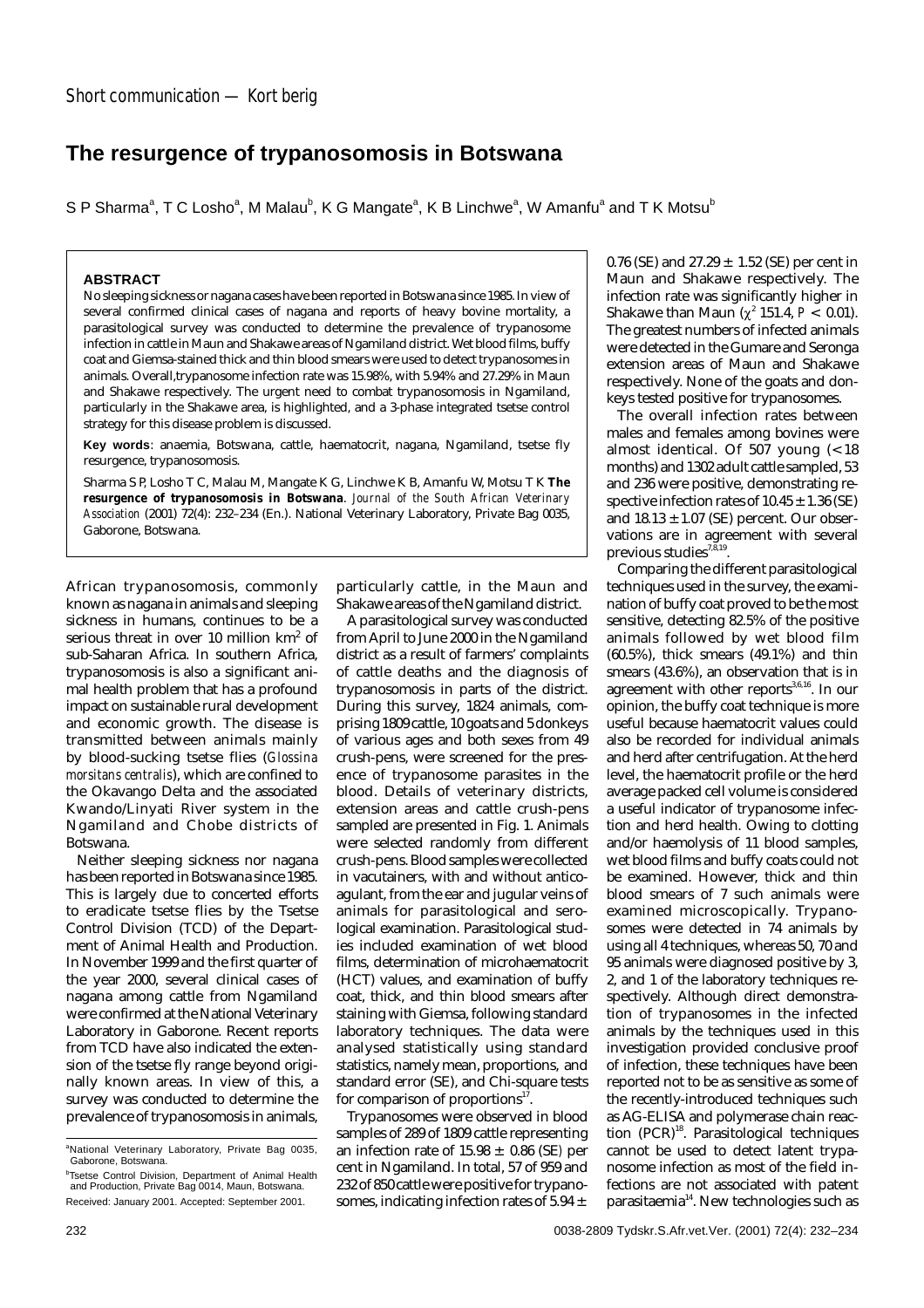Short communication — Kort berig

# The resurgence of trypanosomosis in Botswana

S P Sharma[a], T C Losho[a], M Malau[b], K G Mangate[a], K B Linchwe[a], W Amanfu[a] and T K Motsu[b]

## ABSTRACT

No sleeping sickness or nagana cases have been reported in Botswana since 1985. In view of several confirmed clinical cases of nagana and reports of heavy bovine mortality, a parasitological survey was conducted to determine the prevalence of trypanosome infection in cattle in Maun and Shakawe areas of Ngamiland district. Wet blood films, buffy coat and Giemsa-stained thick and thin blood smears were used to detect trypanosomes in animals. Overall, trypanosome infection rate was 15.98%, with 5.94% and 27.29% in Maun and Shakawe respectively. The urgent need to combat trypanosomosis in Ngamiland, particularly in the Shakawe area, is highlighted, and a 3-phase integrated tsetse control strategy for this disease problem is discussed.

**Key words**: anaemia, Botswana, cattle, haematocrit, nagana, Ngamiland, tsetse fly resurgence, trypanosomosis.

Sharma S P, Losho T C, Malau M, Mangate K G, Linchwe K B, Amanfu W, Motsu T K **The resurgence of trypanosomosis in Botswana**. *Journal of the South African Veterinary Association* (2001) 72(4): 232–234 (En.). National Veterinary Laboratory, Private Bag 0035, Gaborone, Botswana.

African trypanosomosis, commonly known as nagana in animals and sleeping sickness in humans, continues to be a serious threat in over 10 million km$^2$ of sub-Saharan Africa. In southern Africa, trypanosomosis is also a significant animal health problem that has a profound impact on sustainable rural development and economic growth. The disease is transmitted between animals mainly by blood-sucking tsetse flies (*Glossina morsitans centralis*), which are confined to the Okavango Delta and the associated Kwando/Linyati River system in the Ngamiland and Chobe districts of Botswana.

Neither sleeping sickness nor nagana has been reported in Botswana since 1985. This is largely due to concerted efforts to eradicate tsetse flies by the Tsetse Control Division (TCD) of the Department of Animal Health and Production. In November 1999 and the first quarter of the year 2000, several clinical cases of nagana among cattle from Ngamiland were confirmed at the National Veterinary Laboratory in Gaborone. Recent reports from TCD have also indicated the extension of the tsetse fly range beyond originally known areas. In view of this, a survey was conducted to determine the prevalence of trypanosomosis in animals, particularly cattle, in the Maun and Shakawe areas of the Ngamiland district.

A parasitological survey was conducted from April to June 2000 in the Ngamiland district as a result of farmers' complaints of cattle deaths and the diagnosis of trypanosomosis in parts of the district. During this survey, 1824 animals, comprising 1809 cattle, 10 goats and 5 donkeys of various ages and both sexes from 49 crush-pens, were screened for the presence of trypanosome parasites in the blood. Details of veterinary districts, extension areas and cattle crush-pens sampled are presented in Fig. 1. Animals were selected randomly from different crush-pens. Blood samples were collected in vacutainers, with and without anticoagulant, from the ear and jugular veins of animals for parasitological and serological examination. Parasitological studies included examination of wet blood films, determination of microhaematocrit (HCT) values, and examination of buffy coat, thick, and thin blood smears after staining with Giemsa, following standard laboratory techniques. The data were analysed statistically using standard statistics, namely mean, proportions, and standard error (SE), and Chi-square tests for comparison of proportions[17].

Trypanosomes were observed in blood samples of 289 of 1809 cattle representing an infection rate of 15.98 ± 0.86 (SE) per cent in Ngamiland. In total, 57 of 959 and 232 of 850 cattle were positive for trypanosomes, indicating infection rates of 5.94 ± 0.76 (SE) and 27.29 ± 1.52 (SE) per cent in Maun and Shakawe respectively. The infection rate was significantly higher in Shakawe than Maun ($\chi^2$ 151.4, $P < 0.01$). The greatest numbers of infected animals were detected in the Gumare and Seronga extension areas of Maun and Shakawe respectively. None of the goats and donkeys tested positive for trypanosomes.

The overall infection rates between males and females among bovines were almost identical. Of 507 young (< 18 months) and 1302 adult cattle sampled, 53 and 236 were positive, demonstrating respective infection rates of 10.45 ± 1.36 (SE) and 18.13 ± 1.07 (SE) percent. Our observations are in agreement with several previous studies[7,8,19].

Comparing the different parasitological techniques used in the survey, the examination of buffy coat proved to be the most sensitive, detecting 82.5% of the positive animals followed by wet blood film (60.5%), thick smears (49.1%) and thin smears (43.6%), an observation that is in agreement with other reports[3,6,16]. In our opinion, the buffy coat technique is more useful because haematocrit values could also be recorded for individual animals and herd after centrifugation. At the herd level, the haematocrit profile or the herd average packed cell volume is considered a useful indicator of trypanosome infection and herd health. Owing to clotting and/or haemolysis of 11 blood samples, wet blood films and buffy coats could not be examined. However, thick and thin blood smears of 7 such animals were examined microscopically. Trypanosomes were detected in 74 animals by using all 4 techniques, whereas 50, 70 and 95 animals were diagnosed positive by 3, 2, and 1 of the laboratory techniques respectively. Although direct demonstration of trypanosomes in the infected animals by the techniques used in this investigation provided conclusive proof of infection, these techniques have been reported not to be as sensitive as some of the recently-introduced techniques such as AG-ELISA and polymerase chain reaction (PCR)[18]. Parasitological techniques cannot be used to detect latent trypanosome infection as most of the field infections are not associated with patent parasitaemia[14]. New technologies such as

[a]National Veterinary Laboratory, Private Bag 0035, Gaborone, Botswana.

[b]Tsetse Control Division, Department of Animal Health and Production, Private Bag 0014, Maun, Botswana.

Received: January 2001. Accepted: September 2001.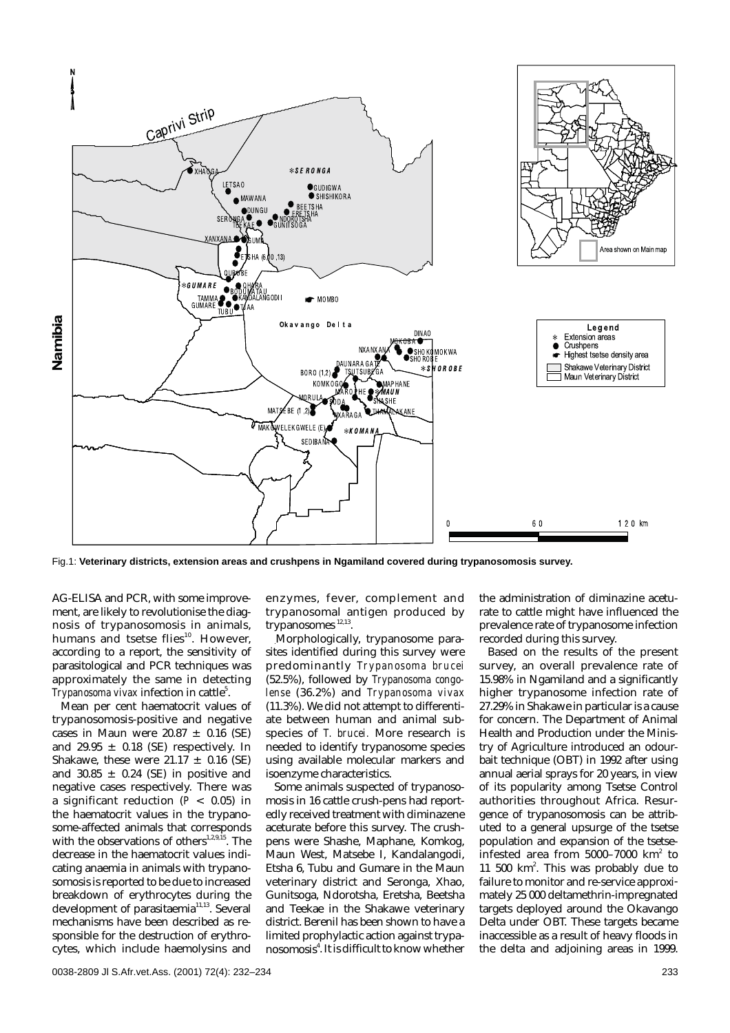Fig.1: **Veterinary districts, extension areas and crushpens in Ngamiland covered during trypanosomosis survey.**

AG-ELISA and PCR, with some improvement, are likely to revolutionise the diagnosis of trypanosomosis in animals, humans and tsetse flies[10]. However, according to a report, the sensitivity of parasitological and PCR techniques was approximately the same in detecting *Trypanosoma vivax* infection in cattle[5].

Mean per cent haematocrit values of trypanosomosis-positive and negative cases in Maun were 20.87 ± 0.16 (SE) and 29.95 ± 0.18 (SE) respectively. In Shakawe, these were 21.17 ± 0.16 (SE) and 30.85 ± 0.24 (SE) in positive and negative cases respectively. There was a significant reduction ($P < 0.05$) in the haematocrit values in the trypanosome-affected animals that corresponds with the observations of others[1,2,9,15]. The decrease in the haematocrit values indicating anaemia in animals with trypanosomosis is reported to be due to increased breakdown of erythrocytes during the development of parasitaemia[11,13]. Several mechanisms have been described as responsible for the destruction of erythrocytes, which include haemolysins and enzymes, fever, complement and trypanosomal antigen produced by trypanosomes[12,13].

Morphologically, trypanosome parasites identified during this survey were predominantly *Trypanosoma brucei* (52.5%), followed by *Trypanosoma congolense* (36.2%) and *Trypanosoma vivax* (11.3%). We did not attempt to differentiate between human and animal subspecies of *T. brucei*. More research is needed to identify trypanosome species using available molecular markers and isoenzyme characteristics.

Some animals suspected of trypanosomosis in 16 cattle crush-pens had reportedly received treatment with diminazene aceturate before this survey. The crushpens were Shashe, Maphane, Komkog, Maun West, Matsebe I, Kandalangodi, Etsha 6, Tubu and Gumare in the Maun veterinary district and Seronga, Xhao, Gunitsoga, Ndorotsha, Eretsha, Beetsha and Teekae in the Shakawe veterinary district. Berenil has been shown to have a limited prophylactic action against trypanosomosis[4]. It is difficult to know whether the administration of diminazine aceturate to cattle might have influenced the prevalence rate of trypanosome infection recorded during this survey.

Based on the results of the present survey, an overall prevalence rate of 15.98% in Ngamiland and a significantly higher trypanosome infection rate of 27.29% in Shakawe in particular is a cause for concern. The Department of Animal Health and Production under the Ministry of Agriculture introduced an odour-bait technique (OBT) in 1992 after using annual aerial sprays for 20 years, in view of its popularity among Tsetse Control authorities throughout Africa. Resurgence of trypanosomosis can be attributed to a general upsurge of the tsetse population and expansion of the tsetse-infested area from 5000–7000 km$^2$ to 11 500 km$^2$. This was probably due to failure to monitor and re-service approximately 25 000 deltamethrin-impregnated targets deployed around the Okavango Delta under OBT. These targets became inaccessible as a result of heavy floods in the delta and adjoining areas in 1999.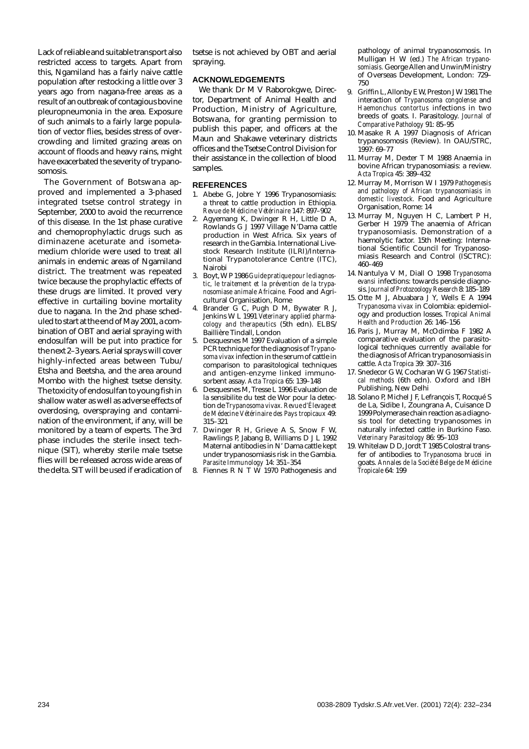Lack of reliable and suitable transport also restricted access to targets. Apart from this, Ngamiland has a fairly naive cattle population after restocking a little over 3 years ago from nagana-free areas as a result of an outbreak of contagious bovine pleuropneumonia in the area. Exposure of such animals to a fairly large population of vector flies, besides stress of overcrowding and limited grazing areas on account of floods and heavy rains, might have exacerbated the severity of trypanosomosis.

The Government of Botswana approved and implemented a 3-phased integrated tsetse control strategy in September, 2000 to avoid the recurrence of this disease. In the 1st phase curative and chemoprophylactic drugs such as diminazene aceturate and isometamedium chloride were used to treat all animals in endemic areas of Ngamiland district. The treatment was repeated twice because the prophylactic effects of these drugs are limited. It proved very effective in curtailing bovine mortality due to nagana. In the 2nd phase scheduled to start at the end of May 2001, a combination of OBT and aerial spraying with endosulfan will be put into practice for the next 2–3 years. Aerial sprays will cover highly-infected areas between Tubu/Etsha and Beetsha, and the area around Mombo with the highest tsetse density. The toxicity of endosulfan to young fish in shallow water as well as adverse effects of overdosing, overspraying and contamination of the environment, if any, will be monitored by a team of experts. The 3rd phase includes the sterile insect technique (SIT), whereby sterile male tsetse flies will be released across wide areas of the delta. SIT will be used if eradication of tsetse is not achieved by OBT and aerial spraying.

## ACKNOWLEDGEMENTS

We thank Dr M V Raborokgwe, Director, Department of Animal Health and Production, Ministry of Agriculture, Botswana, for granting permission to publish this paper, and officers at the Maun and Shakawe veterinary districts offices and the Tsetse Control Division for their assistance in the collection of blood samples.

## REFERENCES

1. Abebe G, Jobre Y 1996 Trypanosomiasis: a threat to cattle production in Ethiopia. *Revue de Médicine Vétérinaire* 147: 897–902
2. Agyemang K, Dwinger R H, Little D A, Rowlands G J 1997 Village N'Dama cattle production in West Africa. Six years of research in the Gambia. International Livestock Research Institute (ILRI)/International Trypanotolerance Centre (ITC), Nairobi
3. Boyt, W P 1986 *Guide pratique pour le diagnostic, le traitement et la prévention de la trypanosomiase animale Africaine*. Food and Agricultural Organisation, Rome
4. Brander G C, Pugh D M, Bywater R J, Jenkins W L 1991 *Veterinary applied pharmacology and therapeutics* (5th edn). ELBS/Baillière Tindall, London
5. Desquesnes M 1997 Evaluation of a simple PCR technique for the diagnosis of *Trypanosoma vivax* infection in the serum of cattle in comparison to parasitological techniques and antigen-enzyme linked immunosorbent assay. *Acta Tropica* 65: 139–148
6. Desquesnes M, Tresse L 1996 Evaluation de la sensibilite du test de Wor pour la detection de *Trypanosoma vivax*. *Revue d'Élevage et de Médecine Vétérinaire des Pays tropicaux* 49: 315–321
7. Dwinger R H, Grieve A S, Snow F W, Rawlings P, Jabang B, Williams D J L 1992 Maternal antibodies in N' Dama cattle kept under trypanosomiasis risk in the Gambia. *Parasite Immunology* 14: 351–354
8. Fiennes R N T W 1970 Pathogenesis and pathology of animal trypanosomosis. In Mulligan H W (ed.) *The African trypanosomiasis*. George Allen and Unwin/Ministry of Overseas Development, London: 729–750
9. Griffin L, Allonby E W, Preston J W 1981 The interaction of *Trypanosoma congolense* and *Haemonchus contortus* infections in two breeds of goats. I. Parasitology. *Journal of Comparative Pathology* 91: 85–95
10. Masake R A 1997 Diagnosis of African trypanosomosis (Review). In OAU/STRC, 1997: 69–77
11. Murray M, Dexter T M 1988 Anaemia in bovine African trypanosomiasis: a review. *Acta Tropica* 45: 389–432
12. Murray M, Morrison W I 1979 *Pathogenesis and pathology of African trypanosomiasis in domestic livestock*. Food and Agriculture Organisation, Rome: 14
13. Murray M, Nguyen H C, Lambert P H, Gerber H 1979 The anaemia of African trypanosomiasis. Demonstration of a haemolytic factor. 15th Meeting: International Scientific Council for Trypanosomiasis Research and Control (ISCTRC): 460–469
14. Nantulya V M, Diall O 1998 *Trypanosoma evansi* infections: towards penside diagnosis. *Journal of Protozoology Research* 8: 185–189
15. Otte M J, Abuabara J Y, Wells E A 1994 *Trypanosoma vivax* in Colombia: epidemiology and production losses. *Tropical Animal Health and Production* 26: 146–156
16. Paris J, Murray M, McOdimba F 1982 A comparative evaluation of the parasitological techniques currently available for the diagnosis of African trypanosomiasis in cattle. *Acta Tropica* 39: 307–316
17. Snedecor G W, Cocharan W G 1967 *Statistical methods* (6th edn). Oxford and IBH Publishing, New Delhi
18. Solano P, Michel J F, Lefrançois T, Rocqué S de La, Sidibe I, Zoungrana A, Cuisance D 1999 Polymerase chain reaction as a diagnosis tool for detecting trypanosomes in naturally infected cattle in Burkino Faso. *Veterinary Parasitology* 86: 95–103
19. Whitelaw D D, Jordt T 1985 Colostral transfer of antibodies to *Trypanosoma brucei* in goats. *Annales de la Société Belge de Médicine Tropicale* 64: 199